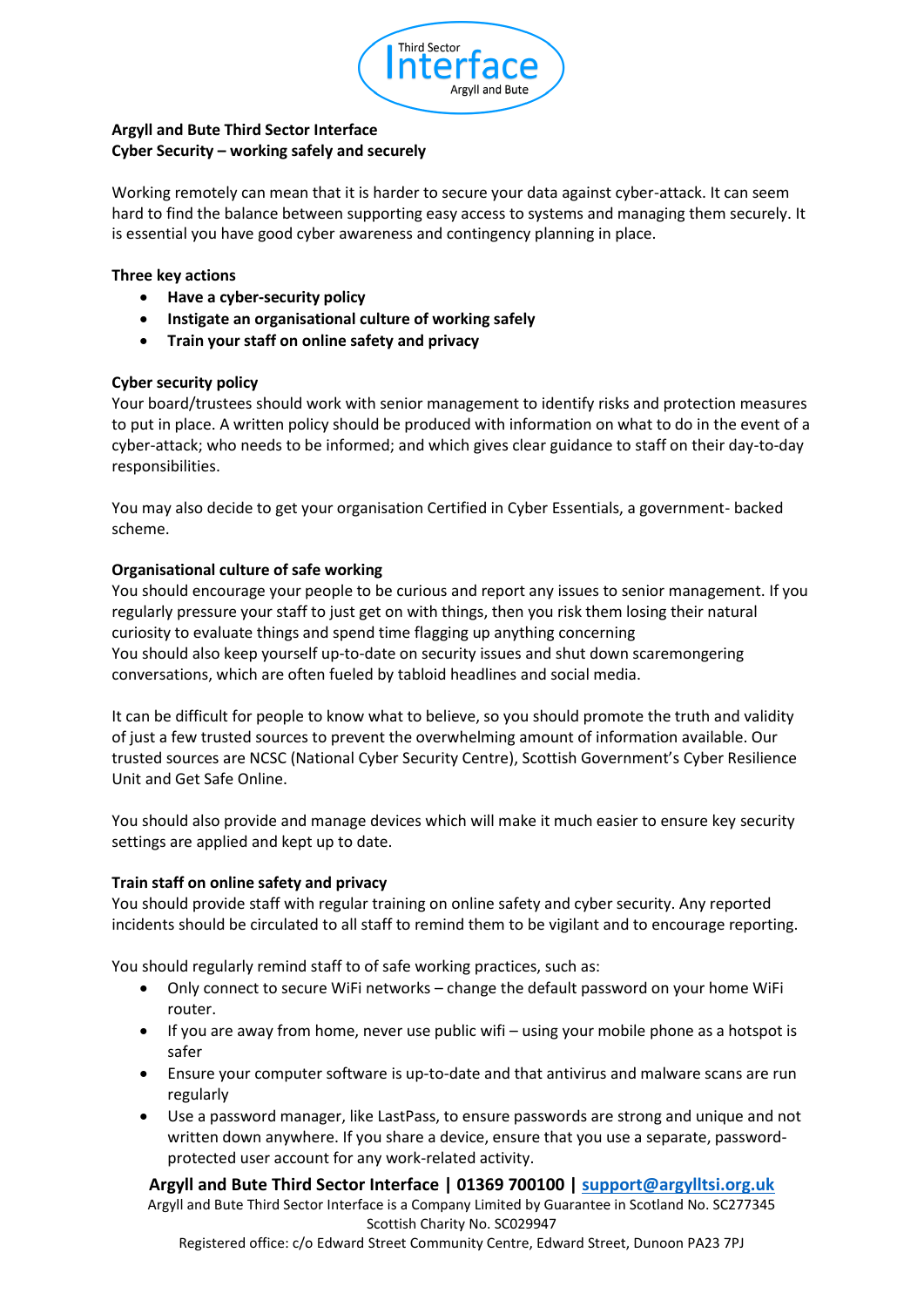**Argyll and Bute Third Sector Interface**
**Cyber Security – working safely and securely**

Working remotely can mean that it is harder to secure your data against cyber-attack. It can seem hard to find the balance between supporting easy access to systems and managing them securely. It is essential you have good cyber awareness and contingency planning in place.

**Three key actions**

- **Have a cyber-security policy**
- **Instigate an organisational culture of working safely**
- **Train your staff on online safety and privacy**

**Cyber security policy**

Your board/trustees should work with senior management to identify risks and protection measures to put in place. A written policy should be produced with information on what to do in the event of a cyber-attack; who needs to be informed; and which gives clear guidance to staff on their day-to-day responsibilities.

You may also decide to get your organisation Certified in Cyber Essentials, a government- backed scheme.

**Organisational culture of safe working**

You should encourage your people to be curious and report any issues to senior management. If you regularly pressure your staff to just get on with things, then you risk them losing their natural curiosity to evaluate things and spend time flagging up anything concerning
You should also keep yourself up-to-date on security issues and shut down scaremongering conversations, which are often fueled by tabloid headlines and social media.

It can be difficult for people to know what to believe, so you should promote the truth and validity of just a few trusted sources to prevent the overwhelming amount of information available. Our trusted sources are NCSC (National Cyber Security Centre), Scottish Government's Cyber Resilience Unit and Get Safe Online.

You should also provide and manage devices which will make it much easier to ensure key security settings are applied and kept up to date.

**Train staff on online safety and privacy**

You should provide staff with regular training on online safety and cyber security. Any reported incidents should be circulated to all staff to remind them to be vigilant and to encourage reporting.

You should regularly remind staff to of safe working practices, such as:

- Only connect to secure WiFi networks – change the default password on your home WiFi router.
- If you are away from home, never use public wifi – using your mobile phone as a hotspot is safer
- Ensure your computer software is up-to-date and that antivirus and malware scans are run regularly
- Use a password manager, like LastPass, to ensure passwords are strong and unique and not written down anywhere. If you share a device, ensure that you use a separate, password-protected user account for any work-related activity.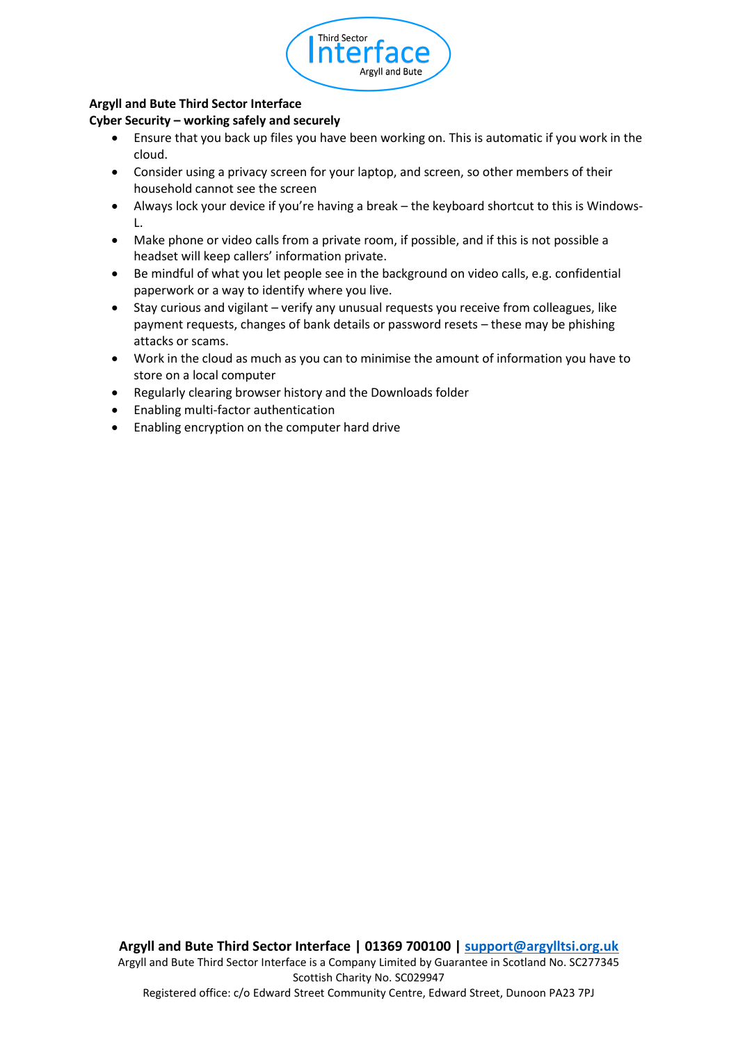**Argyll and Bute Third Sector Interface**

**Cyber Security – working safely and securely**

- Ensure that you back up files you have been working on. This is automatic if you work in the cloud.
- Consider using a privacy screen for your laptop, and screen, so other members of their household cannot see the screen
- Always lock your device if you're having a break – the keyboard shortcut to this is Windows-L.
- Make phone or video calls from a private room, if possible, and if this is not possible a headset will keep callers' information private.
- Be mindful of what you let people see in the background on video calls, e.g. confidential paperwork or a way to identify where you live.
- Stay curious and vigilant – verify any unusual requests you receive from colleagues, like payment requests, changes of bank details or password resets – these may be phishing attacks or scams.
- Work in the cloud as much as you can to minimise the amount of information you have to store on a local computer
- Regularly clearing browser history and the Downloads folder
- Enabling multi-factor authentication
- Enabling encryption on the computer hard drive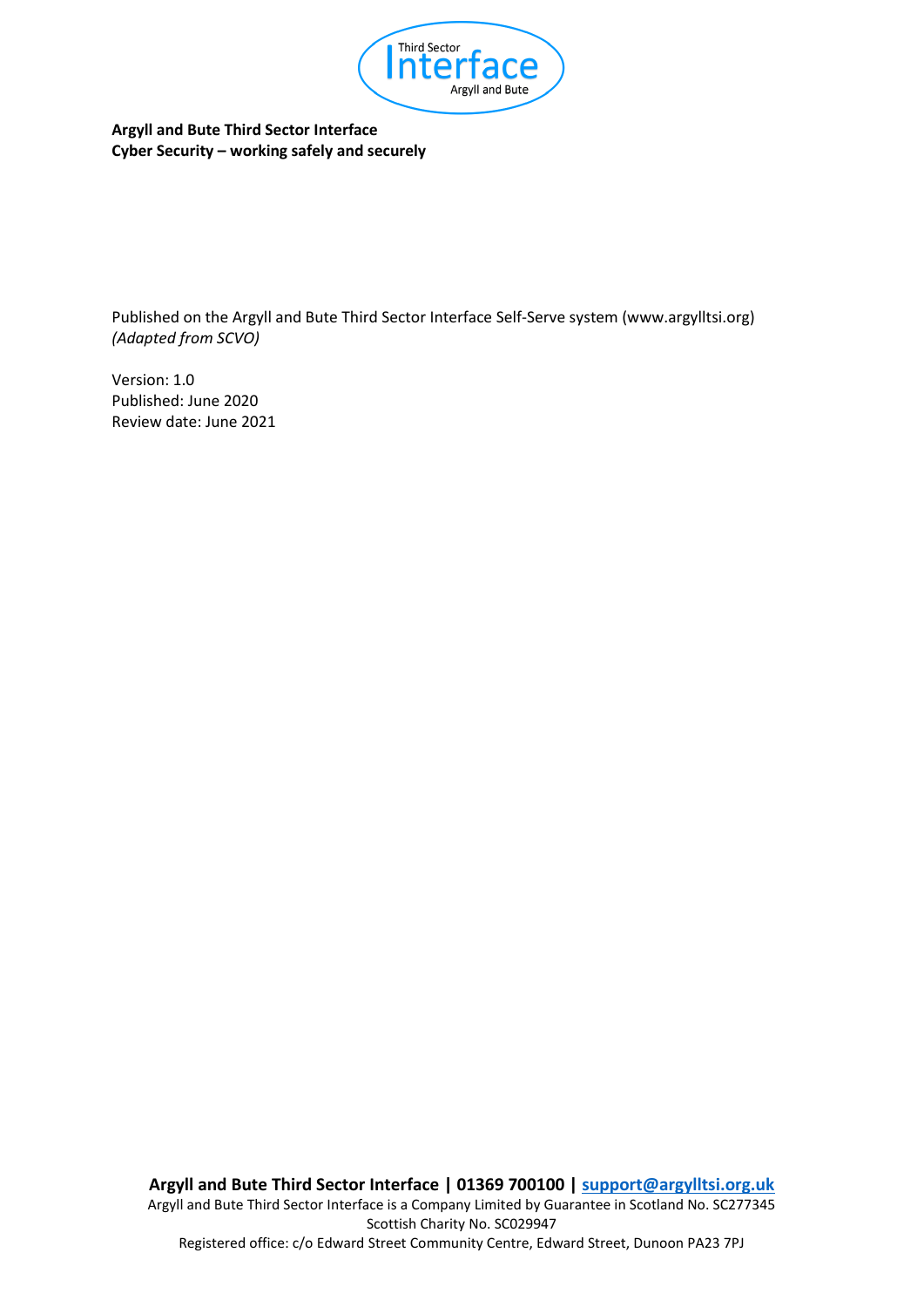Third Sector
Interface
Argyll and Bute

**Argyll and Bute Third Sector Interface**
**Cyber Security – working safely and securely**

Published on the Argyll and Bute Third Sector Interface Self-Serve system (www.argylltsi.org)
*(Adapted from SCVO)*

Version: 1.0
Published: June 2020
Review date: June 2021

**Argyll and Bute Third Sector Interface | 01369 700100 | support@argylltsi.org.uk**
Argyll and Bute Third Sector Interface is a Company Limited by Guarantee in Scotland No. SC277345
Scottish Charity No. SC029947
Registered office: c/o Edward Street Community Centre, Edward Street, Dunoon PA23 7PJ